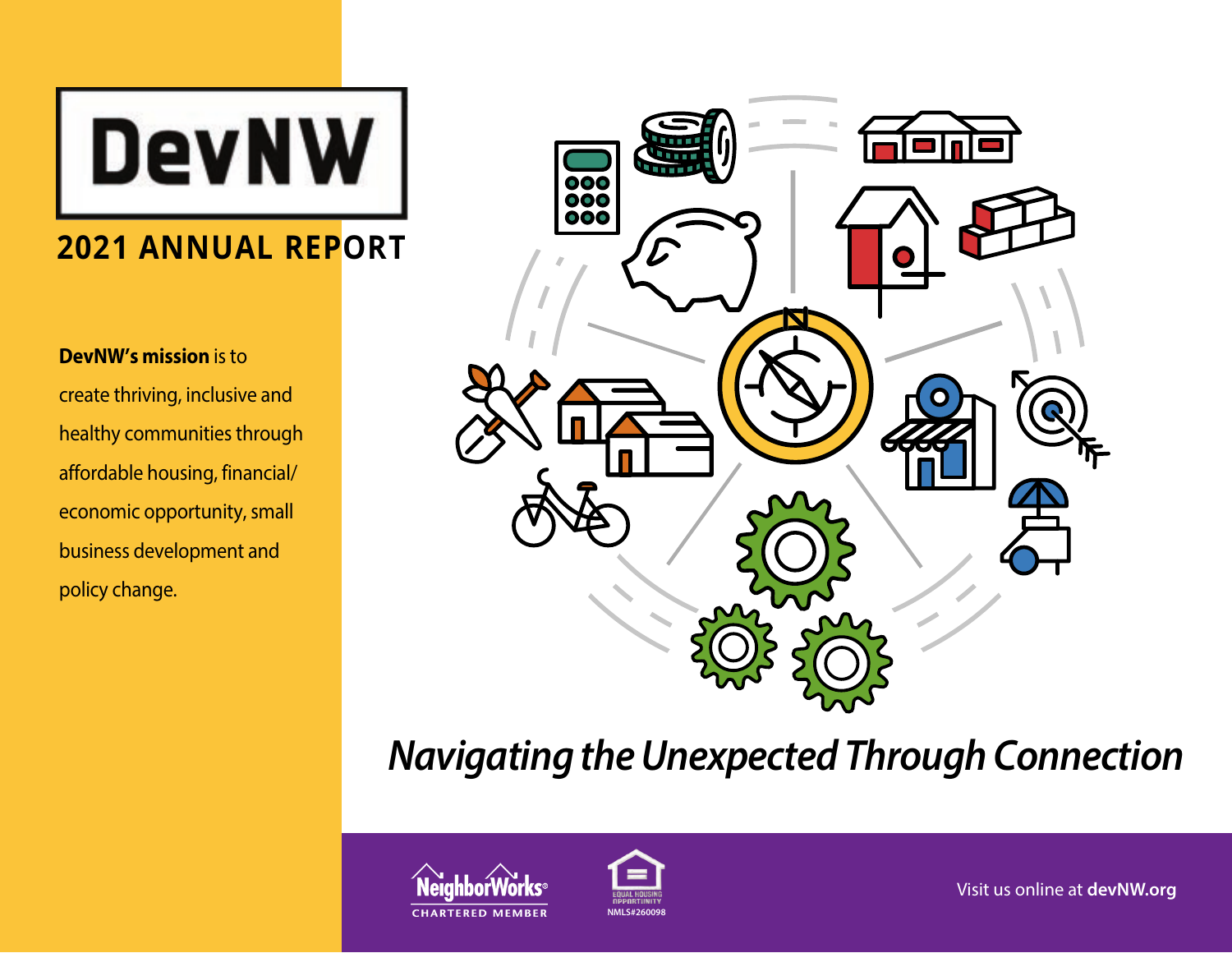# DevNW

## 2021 ANNUAL REPORT

**DevNW's mission** is to create thriving, inclusive and healthy communities through affordable housing, financial/economic opportunity, small business development and policy change.

*Navigating the Unexpected Through Connection*

NeighborWorks® CHARTERED MEMBER

EQUAL HOUSING OPPORTUNITY NMLS#260098

Visit us online at **devNW.org**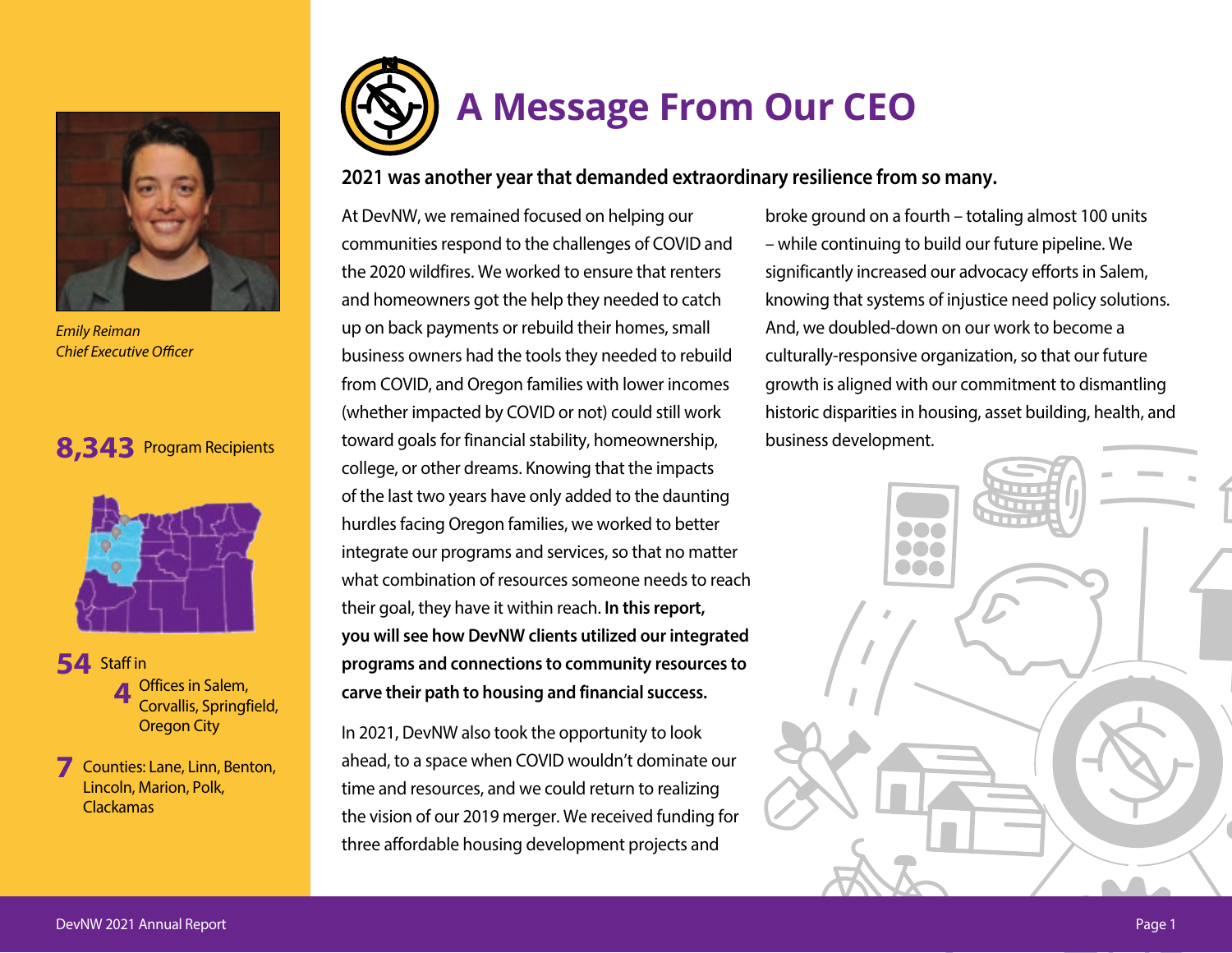# A Message From Our CEO

**2021 was another year that demanded extraordinary resilience from so many.**

At DevNW, we remained focused on helping our communities respond to the challenges of COVID and the 2020 wildfires. We worked to ensure that renters and homeowners got the help they needed to catch up on back payments or rebuild their homes, small business owners had the tools they needed to rebuild from COVID, and Oregon families with lower incomes (whether impacted by COVID or not) could still work toward goals for financial stability, homeownership, college, or other dreams. Knowing that the impacts of the last two years have only added to the daunting hurdles facing Oregon families, we worked to better integrate our programs and services, so that no matter what combination of resources someone needs to reach their goal, they have it within reach. **In this report, you will see how DevNW clients utilized our integrated programs and connections to community resources to carve their path to housing and financial success.**

In 2021, DevNW also took the opportunity to look ahead, to a space when COVID wouldn't dominate our time and resources, and we could return to realizing the vision of our 2019 merger. We received funding for three affordable housing development projects and broke ground on a fourth – totaling almost 100 units – while continuing to build our future pipeline. We significantly increased our advocacy efforts in Salem, knowing that systems of injustice need policy solutions. And, we doubled-down on our work to become a culturally-responsive organization, so that our future growth is aligned with our commitment to dismantling historic disparities in housing, asset building, health, and business development.

*Emily Reiman*
*Chief Executive Officer*

**8,343** Program Recipients

**54** Staff in
**4** Offices in Salem, Corvallis, Springfield, Oregon City

**7** Counties: Lane, Linn, Benton, Lincoln, Marion, Polk, Clackamas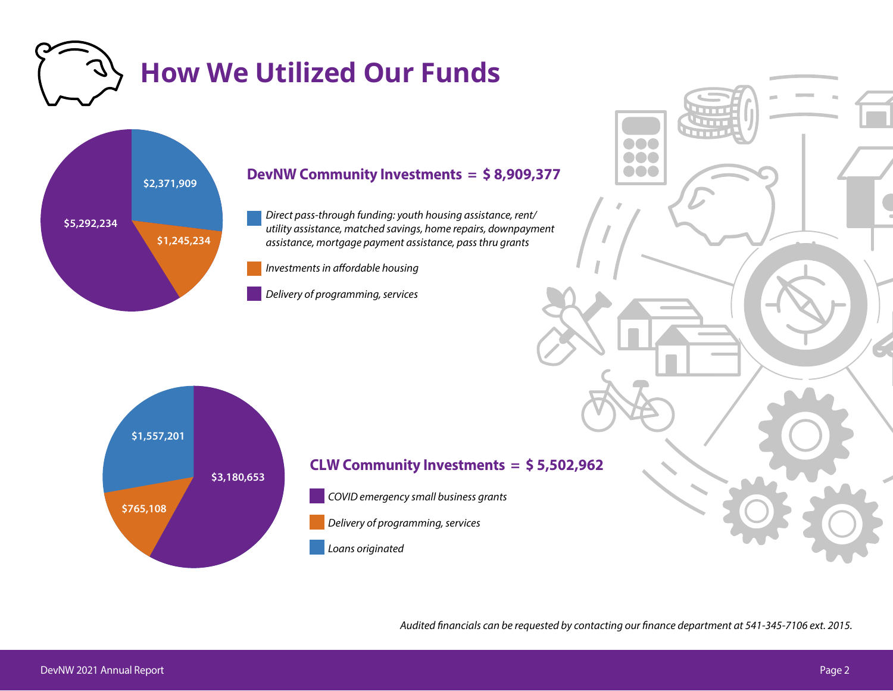# How We Utilized Our Funds

## DevNW Community Investments = $ 8,909,377

| Category | Amount |
|---|---|
| Direct pass-through funding: youth housing assistance, rent/utility assistance, matched savings, home repairs, downpayment assistance, mortgage payment assistance, pass thru grants | $2,371,909 |
| Investments in affordable housing | $1,245,234 |
| Delivery of programming, services | $5,292,234 |

## CLW Community Investments = $ 5,502,962

| Category | Amount |
|---|---|
| COVID emergency small business grants | $3,180,653 |
| Delivery of programming, services | $765,108 |
| Loans originated | $1,557,201 |

*Audited financials can be requested by contacting our finance department at 541-345-7106 ext. 2015.*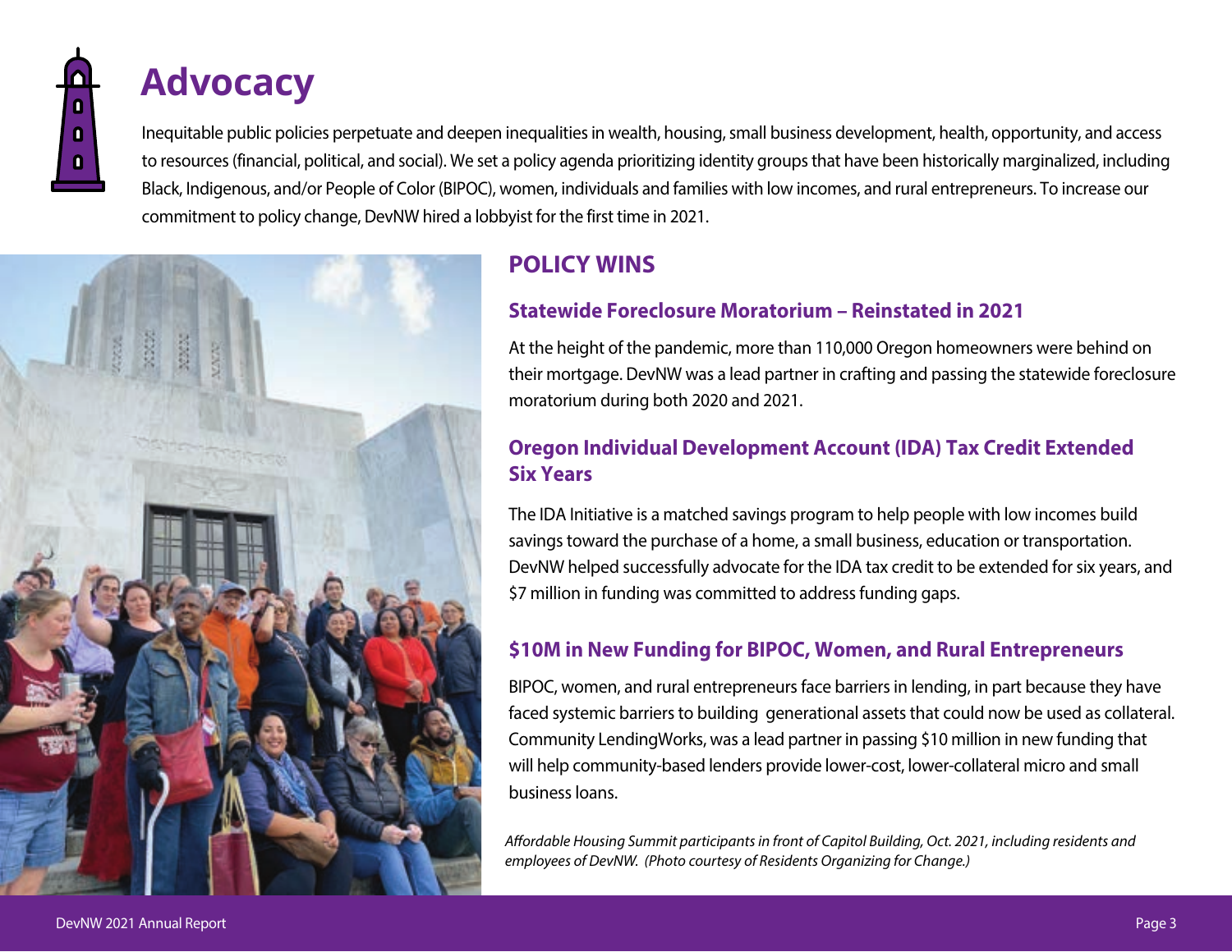# Advocacy

Inequitable public policies perpetuate and deepen inequalities in wealth, housing, small business development, health, opportunity, and access to resources (financial, political, and social). We set a policy agenda prioritizing identity groups that have been historically marginalized, including Black, Indigenous, and/or People of Color (BIPOC), women, individuals and families with low incomes, and rural entrepreneurs. To increase our commitment to policy change, DevNW hired a lobbyist for the first time in 2021.

## POLICY WINS

### Statewide Foreclosure Moratorium – Reinstated in 2021

At the height of the pandemic, more than 110,000 Oregon homeowners were behind on their mortgage. DevNW was a lead partner in crafting and passing the statewide foreclosure moratorium during both 2020 and 2021.

### Oregon Individual Development Account (IDA) Tax Credit Extended Six Years

The IDA Initiative is a matched savings program to help people with low incomes build savings toward the purchase of a home, a small business, education or transportation. DevNW helped successfully advocate for the IDA tax credit to be extended for six years, and $7 million in funding was committed to address funding gaps.

### $10M in New Funding for BIPOC, Women, and Rural Entrepreneurs

BIPOC, women, and rural entrepreneurs face barriers in lending, in part because they have faced systemic barriers to building generational assets that could now be used as collateral. Community LendingWorks, was a lead partner in passing $10 million in new funding that will help community-based lenders provide lower-cost, lower-collateral micro and small business loans.

*Affordable Housing Summit participants in front of Capitol Building, Oct. 2021, including residents and employees of DevNW. (Photo courtesy of Residents Organizing for Change.)*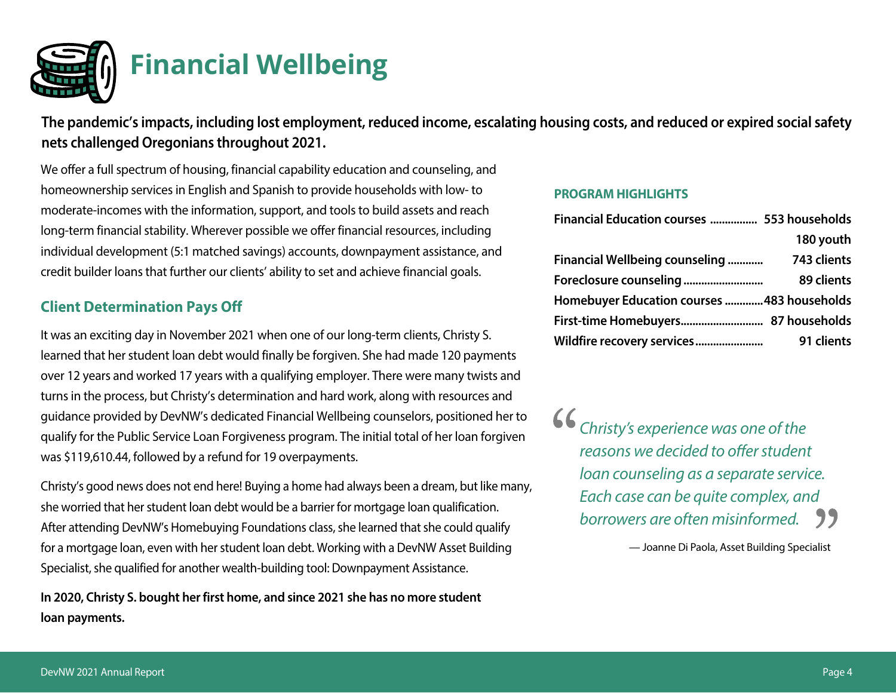# Financial Wellbeing

**The pandemic's impacts, including lost employment, reduced income, escalating housing costs, and reduced or expired social safety nets challenged Oregonians throughout 2021.**

We offer a full spectrum of housing, financial capability education and counseling, and homeownership services in English and Spanish to provide households with low- to moderate-incomes with the information, support, and tools to build assets and reach long-term financial stability. Wherever possible we offer financial resources, including individual development (5:1 matched savings) accounts, downpayment assistance, and credit builder loans that further our clients' ability to set and achieve financial goals.

## Client Determination Pays Off

It was an exciting day in November 2021 when one of our long-term clients, Christy S. learned that her student loan debt would finally be forgiven. She had made 120 payments over 12 years and worked 17 years with a qualifying employer. There were many twists and turns in the process, but Christy's determination and hard work, along with resources and guidance provided by DevNW's dedicated Financial Wellbeing counselors, positioned her to qualify for the Public Service Loan Forgiveness program. The initial total of her loan forgiven was $119,610.44, followed by a refund for 19 overpayments.

Christy's good news does not end here! Buying a home had always been a dream, but like many, she worried that her student loan debt would be a barrier for mortgage loan qualification. After attending DevNW's Homebuying Foundations class, she learned that she could qualify for a mortgage loan, even with her student loan debt. Working with a DevNW Asset Building Specialist, she qualified for another wealth-building tool: Downpayment Assistance.

**In 2020, Christy S. bought her first home, and since 2021 she has no more student loan payments.**

### PROGRAM HIGHLIGHTS

| Program | Result |
|---|---|
| **Financial Education courses** | **553 households** |
| | **180 youth** |
| **Financial Wellbeing counseling** | **743 clients** |
| **Foreclosure counseling** | **89 clients** |
| **Homebuyer Education courses** | **483 households** |
| **First-time Homebuyers** | **87 households** |
| **Wildfire recovery services** | **91 clients** |

> *"Christy's experience was one of the reasons we decided to offer student loan counseling as a separate service. Each case can be quite complex, and borrowers are often misinformed."*
>
> — Joanne Di Paola, Asset Building Specialist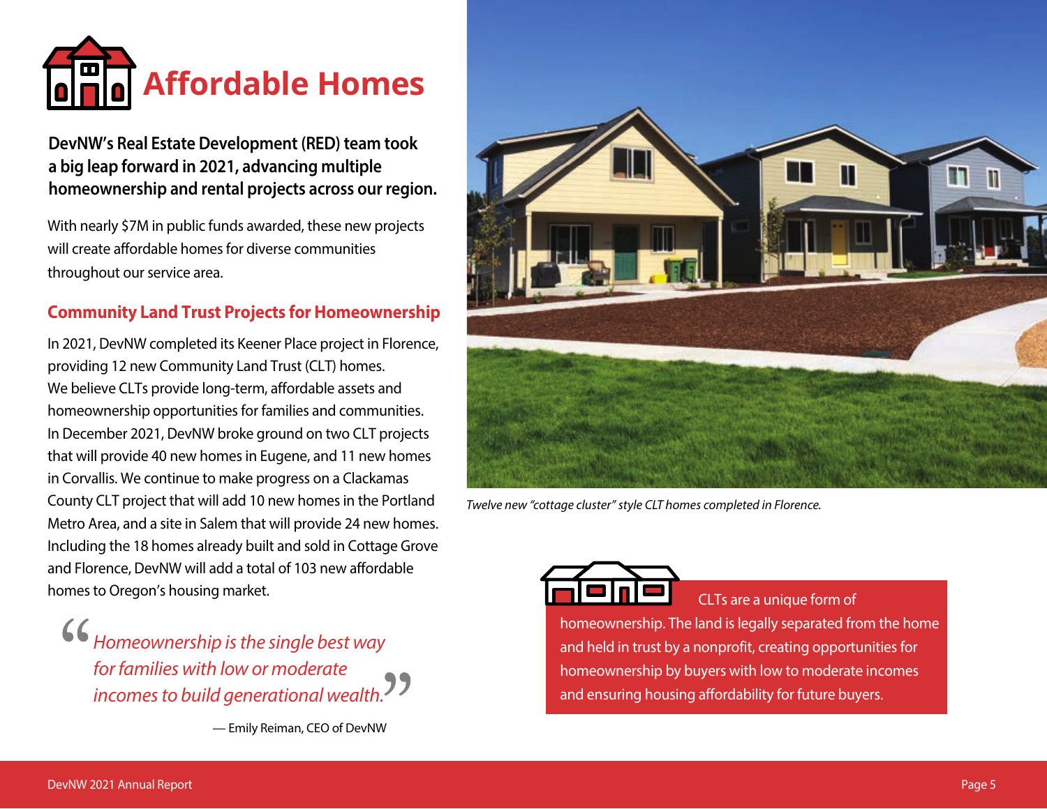# Affordable Homes

**DevNW's Real Estate Development (RED) team took a big leap forward in 2021, advancing multiple homeownership and rental projects across our region.**

With nearly $7M in public funds awarded, these new projects will create affordable homes for diverse communities throughout our service area.

## Community Land Trust Projects for Homeownership

In 2021, DevNW completed its Keener Place project in Florence, providing 12 new Community Land Trust (CLT) homes. We believe CLTs provide long-term, affordable assets and homeownership opportunities for families and communities. In December 2021, DevNW broke ground on two CLT projects that will provide 40 new homes in Eugene, and 11 new homes in Corvallis. We continue to make progress on a Clackamas County CLT project that will add 10 new homes in the Portland Metro Area, and a site in Salem that will provide 24 new homes. Including the 18 homes already built and sold in Cottage Grove and Florence, DevNW will add a total of 103 new affordable homes to Oregon's housing market.

> *"Homeownership is the single best way for families with low or moderate incomes to build generational wealth."*
>
> — Emily Reiman, CEO of DevNW

*Twelve new "cottage cluster" style CLT homes completed in Florence.*

CLTs are a unique form of homeownership. The land is legally separated from the home and held in trust by a nonprofit, creating opportunities for homeownership by buyers with low to moderate incomes and ensuring housing affordability for future buyers.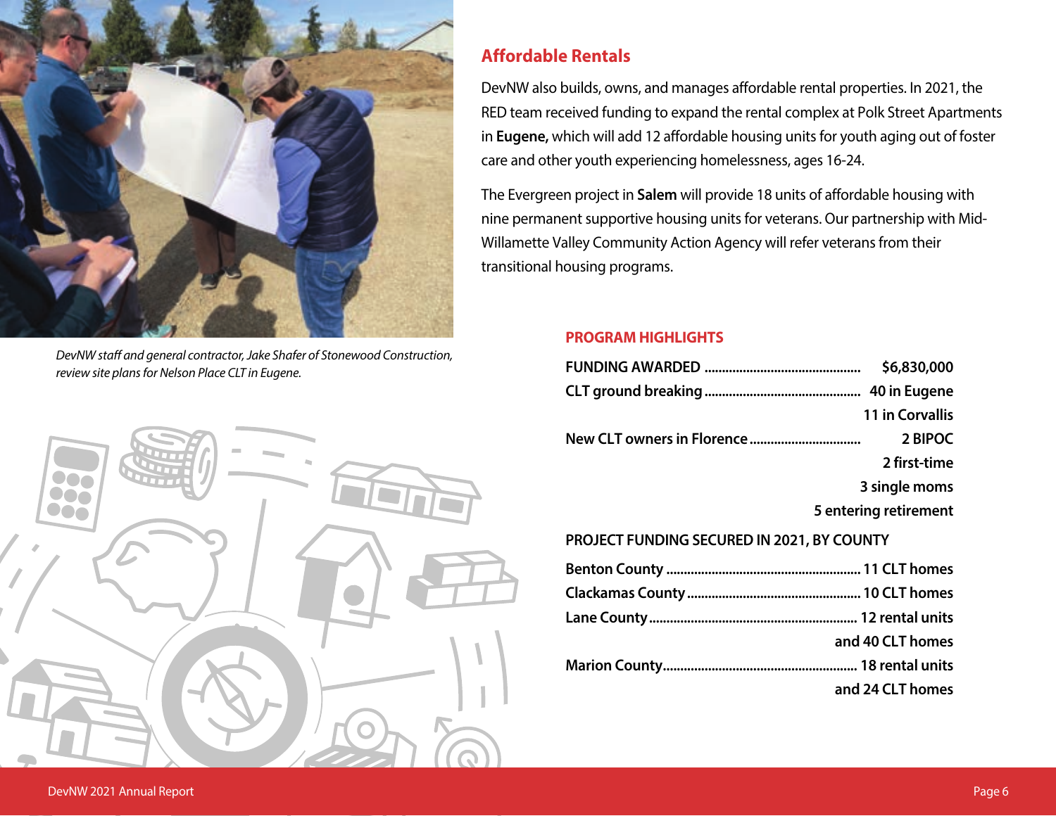*DevNW staff and general contractor, Jake Shafer of Stonewood Construction, review site plans for Nelson Place CLT in Eugene.*

## Affordable Rentals

DevNW also builds, owns, and manages affordable rental properties. In 2021, the RED team received funding to expand the rental complex at Polk Street Apartments in **Eugene,** which will add 12 affordable housing units for youth aging out of foster care and other youth experiencing homelessness, ages 16-24.

The Evergreen project in **Salem** will provide 18 units of affordable housing with nine permanent supportive housing units for veterans. Our partnership with Mid-Willamette Valley Community Action Agency will refer veterans from their transitional housing programs.

### PROGRAM HIGHLIGHTS

| | |
|---|---|
| **FUNDING AWARDED** | **$6,830,000** |
| **CLT ground breaking** | **40 in Eugene** |
| | **11 in Corvallis** |
| **New CLT owners in Florence** | **2 BIPOC** |
| | **2 first-time** |
| | **3 single moms** |
| | **5 entering retirement** |

### PROJECT FUNDING SECURED IN 2021, BY COUNTY

| | |
|---|---|
| **Benton County** | **11 CLT homes** |
| **Clackamas County** | **10 CLT homes** |
| **Lane County** | **12 rental units** |
| | **and 40 CLT homes** |
| **Marion County** | **18 rental units** |
| | **and 24 CLT homes** |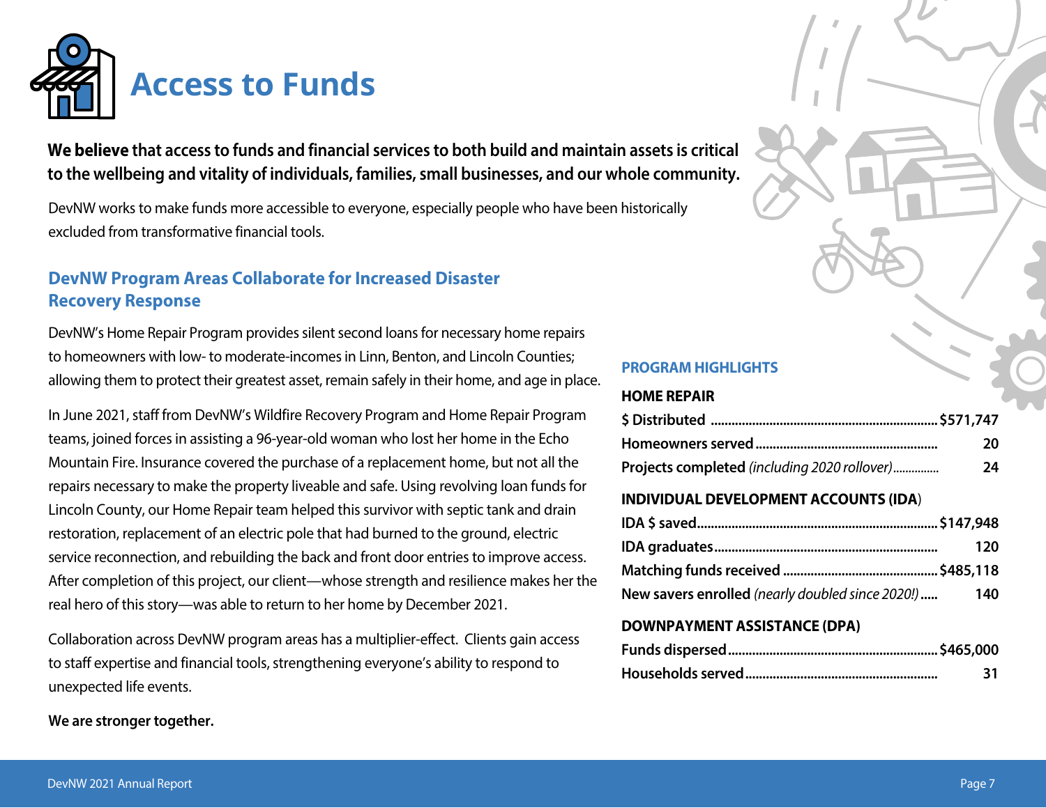# Access to Funds

**We believe** that access to funds and financial services to both build and maintain assets is critical to the wellbeing and vitality of individuals, families, small businesses, and our whole community.

DevNW works to make funds more accessible to everyone, especially people who have been historically excluded from transformative financial tools.

## DevNW Program Areas Collaborate for Increased Disaster Recovery Response

DevNW's Home Repair Program provides silent second loans for necessary home repairs to homeowners with low- to moderate-incomes in Linn, Benton, and Lincoln Counties; allowing them to protect their greatest asset, remain safely in their home, and age in place.

In June 2021, staff from DevNW's Wildfire Recovery Program and Home Repair Program teams, joined forces in assisting a 96-year-old woman who lost her home in the Echo Mountain Fire. Insurance covered the purchase of a replacement home, but not all the repairs necessary to make the property liveable and safe. Using revolving loan funds for Lincoln County, our Home Repair team helped this survivor with septic tank and drain restoration, replacement of an electric pole that had burned to the ground, electric service reconnection, and rebuilding the back and front door entries to improve access. After completion of this project, our client—whose strength and resilience makes her the real hero of this story—was able to return to her home by December 2021.

Collaboration across DevNW program areas has a multiplier-effect. Clients gain access to staff expertise and financial tools, strengthening everyone's ability to respond to unexpected life events.

**We are stronger together.**

## PROGRAM HIGHLIGHTS

### HOME REPAIR

| | |
|---|---|
| **$ Distributed** | **$571,747** |
| **Homeowners served** | **20** |
| **Projects completed** *(including 2020 rollover)* | **24** |

### INDIVIDUAL DEVELOPMENT ACCOUNTS (IDA)

| | |
|---|---|
| **IDA $ saved** | **$147,948** |
| **IDA graduates** | **120** |
| **Matching funds received** | **$485,118** |
| **New savers enrolled** *(nearly doubled since 2020!)* | **140** |

### DOWNPAYMENT ASSISTANCE (DPA)

| | |
|---|---|
| **Funds dispersed** | **$465,000** |
| **Households served** | **31** |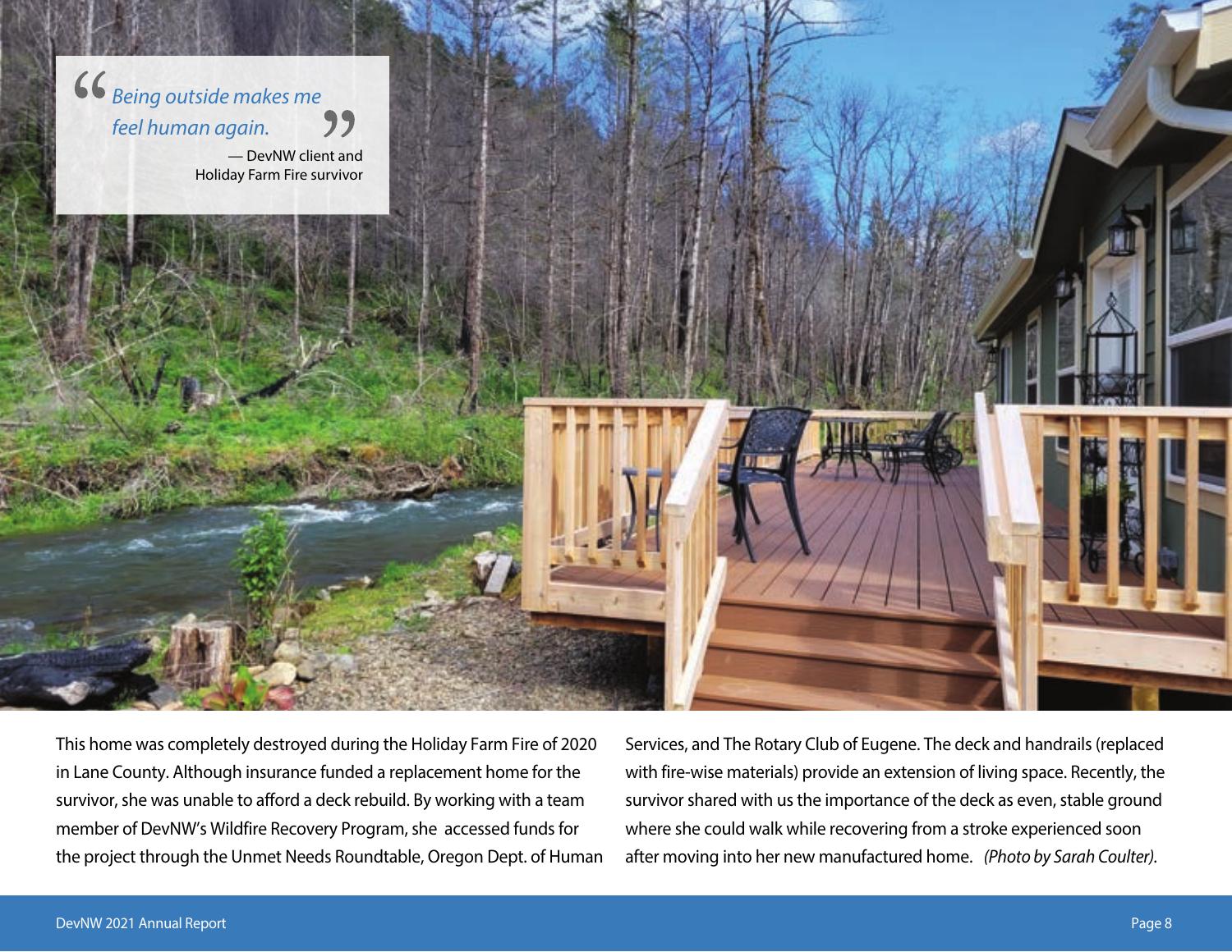*"Being outside makes me feel human again."*

— DevNW client and Holiday Farm Fire survivor

This home was completely destroyed during the Holiday Farm Fire of 2020 in Lane County. Although insurance funded a replacement home for the survivor, she was unable to afford a deck rebuild. By working with a team member of DevNW's Wildfire Recovery Program, she accessed funds for the project through the Unmet Needs Roundtable, Oregon Dept. of Human Services, and The Rotary Club of Eugene. The deck and handrails (replaced with fire-wise materials) provide an extension of living space. Recently, the survivor shared with us the importance of the deck as even, stable ground where she could walk while recovering from a stroke experienced soon after moving into her new manufactured home. *(Photo by Sarah Coulter).*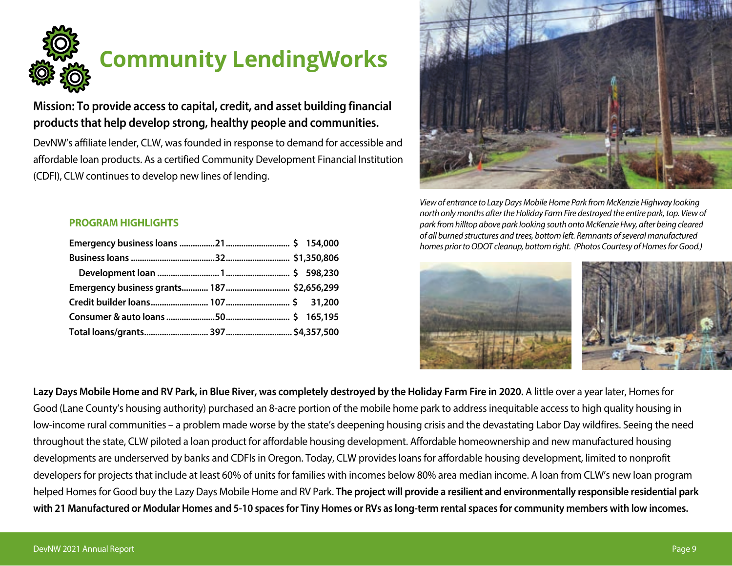# Community LendingWorks

**Mission: To provide access to capital, credit, and asset building financial products that help develop strong, healthy people and communities.**

DevNW's affiliate lender, CLW, was founded in response to demand for accessible and affordable loan products. As a certified Community Development Financial Institution (CDFI), CLW continues to develop new lines of lending.

### PROGRAM HIGHLIGHTS

| Program | Number | Amount |
|---|---|---|
| Emergency business loans | 21 | $ 154,000 |
| Business loans | 32 | $1,350,806 |
| Development loan | 1 | $ 598,230 |
| Emergency business grants | 187 | $2,656,299 |
| Credit builder loans | 107 | $ 31,200 |
| Consumer & auto loans | 50 | $ 165,195 |
| Total loans/grants | 397 | $4,357,500 |

*View of entrance to Lazy Days Mobile Home Park from McKenzie Highway looking north only months after the Holiday Farm Fire destroyed the entire park, top. View of park from hilltop above park looking south onto McKenzie Hwy, after being cleared of all burned structures and trees, bottom left. Remnants of several manufactured homes prior to ODOT cleanup, bottom right. (Photos Courtesy of Homes for Good.)*

**Lazy Days Mobile Home and RV Park, in Blue River, was completely destroyed by the Holiday Farm Fire in 2020.** A little over a year later, Homes for Good (Lane County's housing authority) purchased an 8-acre portion of the mobile home park to address inequitable access to high quality housing in low-income rural communities – a problem made worse by the state's deepening housing crisis and the devastating Labor Day wildfires. Seeing the need throughout the state, CLW piloted a loan product for affordable housing development. Affordable homeownership and new manufactured housing developments are underserved by banks and CDFIs in Oregon. Today, CLW provides loans for affordable housing development, limited to nonprofit developers for projects that include at least 60% of units for families with incomes below 80% area median income. A loan from CLW's new loan program helped Homes for Good buy the Lazy Days Mobile Home and RV Park. **The project will provide a resilient and environmentally responsible residential park with 21 Manufactured or Modular Homes and 5-10 spaces for Tiny Homes or RVs as long-term rental spaces for community members with low incomes.**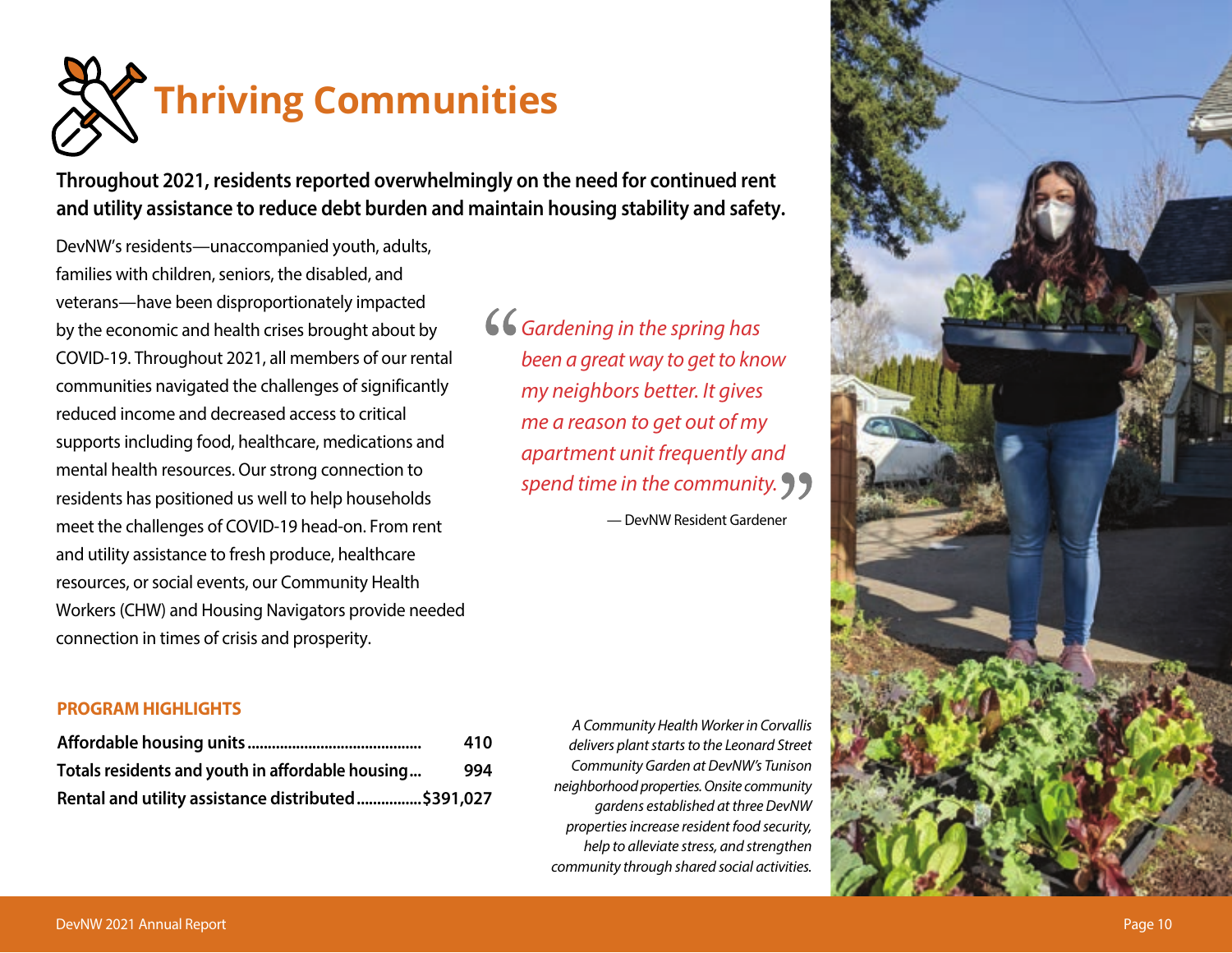# Thriving Communities

**Throughout 2021, residents reported overwhelmingly on the need for continued rent and utility assistance to reduce debt burden and maintain housing stability and safety.**

DevNW's residents—unaccompanied youth, adults, families with children, seniors, the disabled, and veterans—have been disproportionately impacted by the economic and health crises brought about by COVID-19. Throughout 2021, all members of our rental communities navigated the challenges of significantly reduced income and decreased access to critical supports including food, healthcare, medications and mental health resources. Our strong connection to residents has positioned us well to help households meet the challenges of COVID-19 head-on. From rent and utility assistance to fresh produce, healthcare resources, or social events, our Community Health Workers (CHW) and Housing Navigators provide needed connection in times of crisis and prosperity.

> *"Gardening in the spring has been a great way to get to know my neighbors better. It gives me a reason to get out of my apartment unit frequently and spend time in the community."*
>
> — DevNW Resident Gardener

## PROGRAM HIGHLIGHTS

| | |
|---|---|
| **Affordable housing units** | **410** |
| **Totals residents and youth in affordable housing** | **994** |
| **Rental and utility assistance distributed** | **$391,027** |

*A Community Health Worker in Corvallis delivers plant starts to the Leonard Street Community Garden at DevNW's Tunison neighborhood properties. Onsite community gardens established at three DevNW properties increase resident food security, help to alleviate stress, and strengthen community through shared social activities.*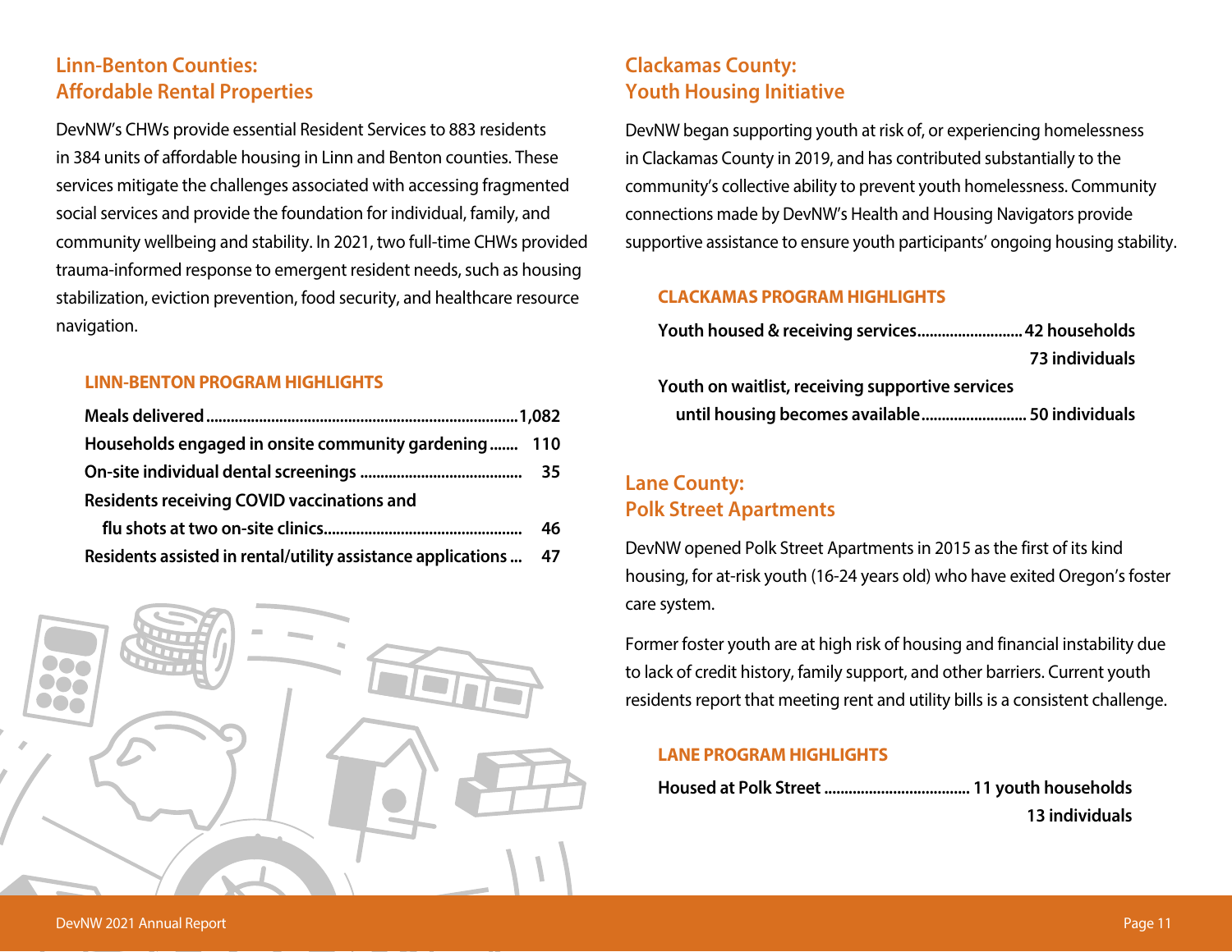## Linn-Benton Counties: Affordable Rental Properties

DevNW's CHWs provide essential Resident Services to 883 residents in 384 units of affordable housing in Linn and Benton counties. These services mitigate the challenges associated with accessing fragmented social services and provide the foundation for individual, family, and community wellbeing and stability. In 2021, two full-time CHWs provided trauma-informed response to emergent resident needs, such as housing stabilization, eviction prevention, food security, and healthcare resource navigation.

### LINN-BENTON PROGRAM HIGHLIGHTS

| Highlight | Count |
|---|---|
| **Meals delivered** | **1,082** |
| **Households engaged in onsite community gardening** | **110** |
| **On-site individual dental screenings** | **35** |
| **Residents receiving COVID vaccinations and flu shots at two on-site clinics** | **46** |
| **Residents assisted in rental/utility assistance applications** | **47** |

## Clackamas County: Youth Housing Initiative

DevNW began supporting youth at risk of, or experiencing homelessness in Clackamas County in 2019, and has contributed substantially to the community's collective ability to prevent youth homelessness. Community connections made by DevNW's Health and Housing Navigators provide supportive assistance to ensure youth participants' ongoing housing stability.

### CLACKAMAS PROGRAM HIGHLIGHTS

| Highlight | Count |
|---|---|
| **Youth housed & receiving services** | **42 households**<br>**73 individuals** |
| **Youth on waitlist, receiving supportive services until housing becomes available** | **50 individuals** |

## Lane County: Polk Street Apartments

DevNW opened Polk Street Apartments in 2015 as the first of its kind housing, for at-risk youth (16-24 years old) who have exited Oregon's foster care system.

Former foster youth are at high risk of housing and financial instability due to lack of credit history, family support, and other barriers. Current youth residents report that meeting rent and utility bills is a consistent challenge.

### LANE PROGRAM HIGHLIGHTS

| Highlight | Count |
|---|---|
| **Housed at Polk Street** | **11 youth households**<br>**13 individuals** |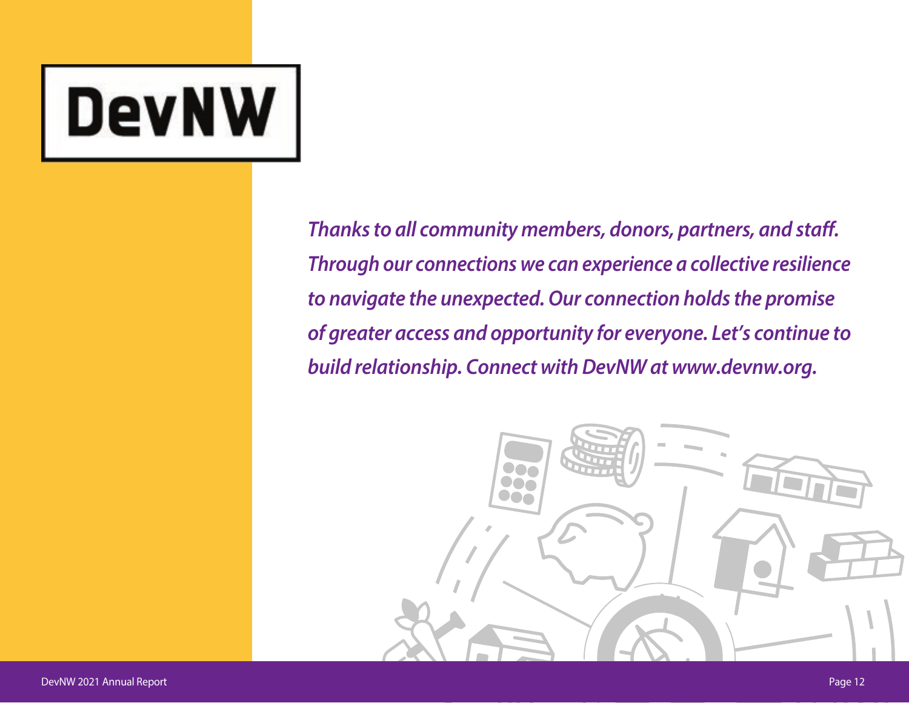DevNW

*Thanks to all community members, donors, partners, and staff. Through our connections we can experience a collective resilience to navigate the unexpected. Our connection holds the promise of greater access and opportunity for everyone. Let's continue to build relationship. Connect with DevNW at www.devnw.org.*